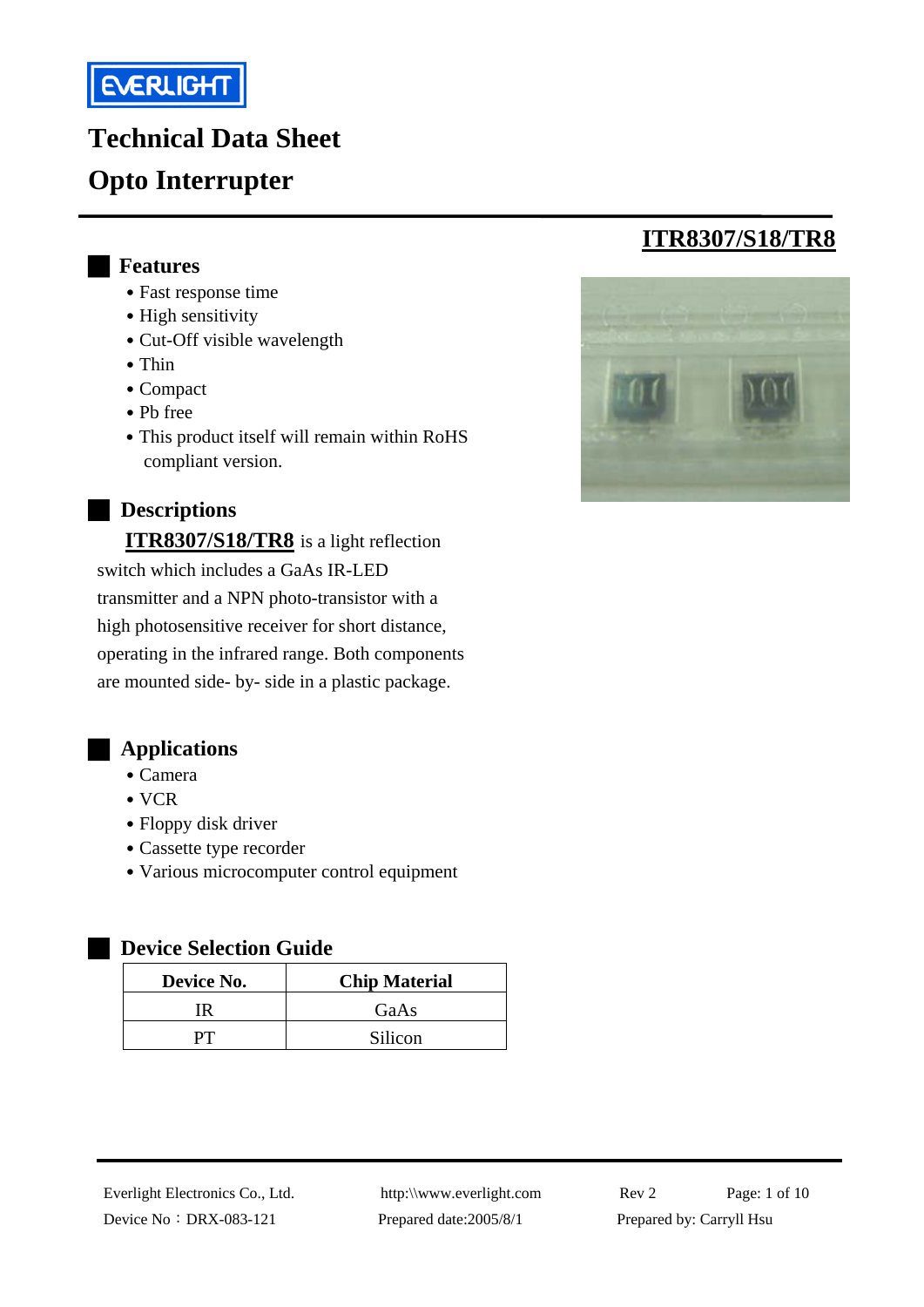EVERLIGHT

# Technical Data Sheet

# Opto Interrupter

## ITR8307/S18/TR8

## Features

- Fast response time
- High sensitivity
- Cut-Off visible wavelength
- Thin
- Compact
- Pb free
- This product itself will remain within RoHS compliant version.

## Descriptions

**ITR8307/S18/TR8** is a light reflection switch which includes a GaAs IR-LED transmitter and a NPN photo-transistor with a high photosensitive receiver for short distance, operating in the infrared range. Both components are mounted side- by- side in a plastic package.

## Applications

- Camera
- VCR
- Floppy disk driver
- Cassette type recorder
- Various microcomputer control equipment

## Device Selection Guide

| Device No. | Chip Material |
|---|---|
| IR | GaAs |
| PT | Silicon |

Everlight Electronics Co., Ltd. http:\\www.everlight.com Rev 2
Device No：DRX-083-121 Prepared date:2005/8/1 Prepared by: Carryll Hsu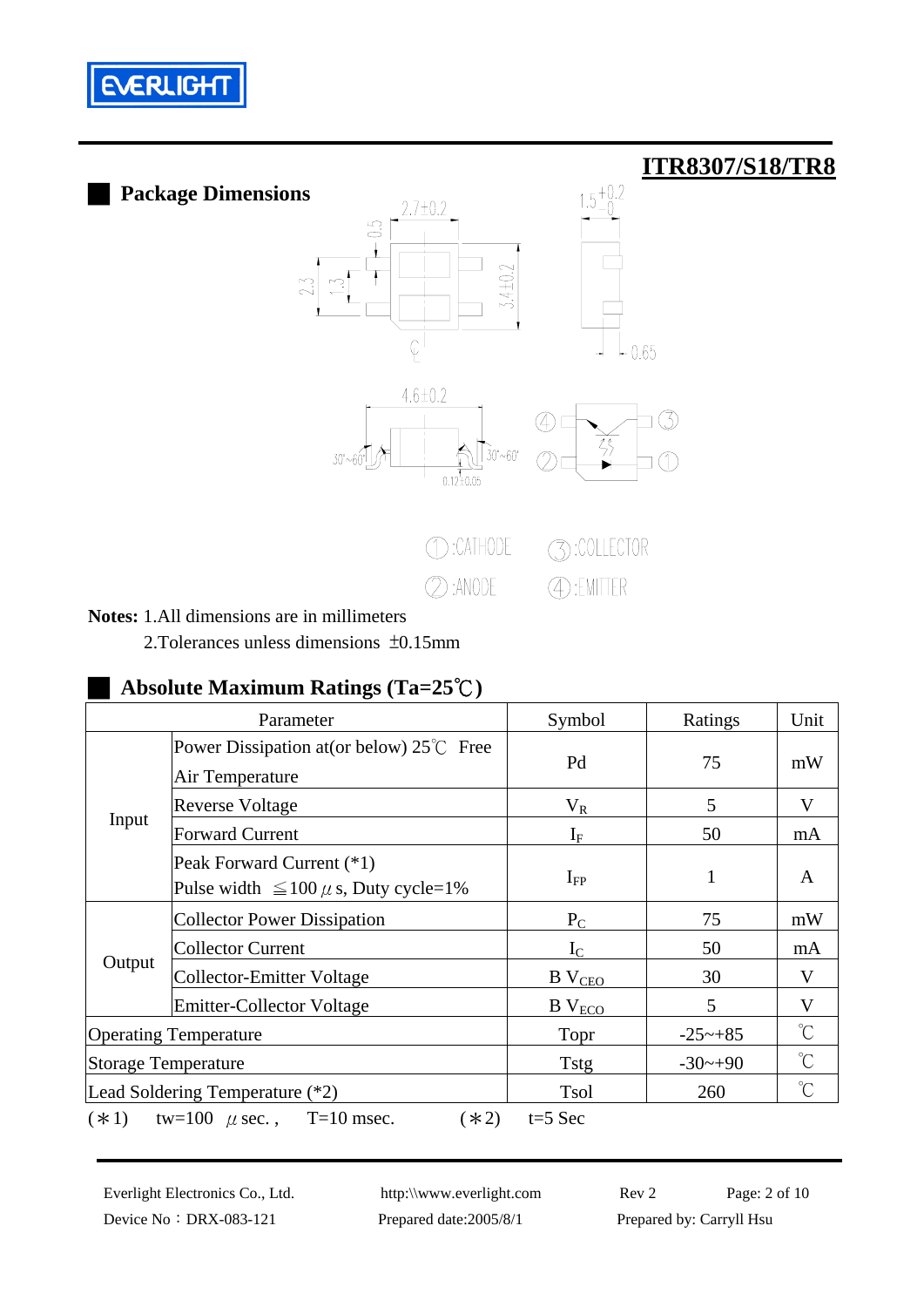## ITR8307/S18/TR8

### Package Dimensions

①:CATHODE ③:COLLECTOR

②:ANODE ④:EMITTER

**Notes:** 1.All dimensions are in millimeters

2.Tolerances unless dimensions ±0.15mm

### Absolute Maximum Ratings (Ta=25℃)

| Parameter | | Symbol | Ratings | Unit |
|---|---|---|---|---|
| Input | Power Dissipation at(or below) 25℃ Free Air Temperature | Pd | 75 | mW |
| | Reverse Voltage | $V_R$ | 5 | V |
| | Forward Current | $I_F$ | 50 | mA |
| | Peak Forward Current (*1) Pulse width ≦100μs, Duty cycle=1% | $I_{FP}$ | 1 | A |
| Output | Collector Power Dissipation | $P_C$ | 75 | mW |
| | Collector Current | $I_C$ | 50 | mA |
| | Collector-Emitter Voltage | B $V_{CEO}$ | 30 | V |
| | Emitter-Collector Voltage | B $V_{ECO}$ | 5 | V |
| Operating Temperature | | Topr | -25~+85 | ℃ |
| Storage Temperature | | Tstg | -30~+90 | ℃ |
| Lead Soldering Temperature (*2) | | Tsol | 260 | ℃ |

(∗1) tw=100 μsec., T=10 msec. (∗2) t=5 Sec

Everlight Electronics Co., Ltd. http:\\www.everlight.com Rev 2

Device No：DRX-083-121 Prepared date:2005/8/1 Prepared by: Carryll Hsu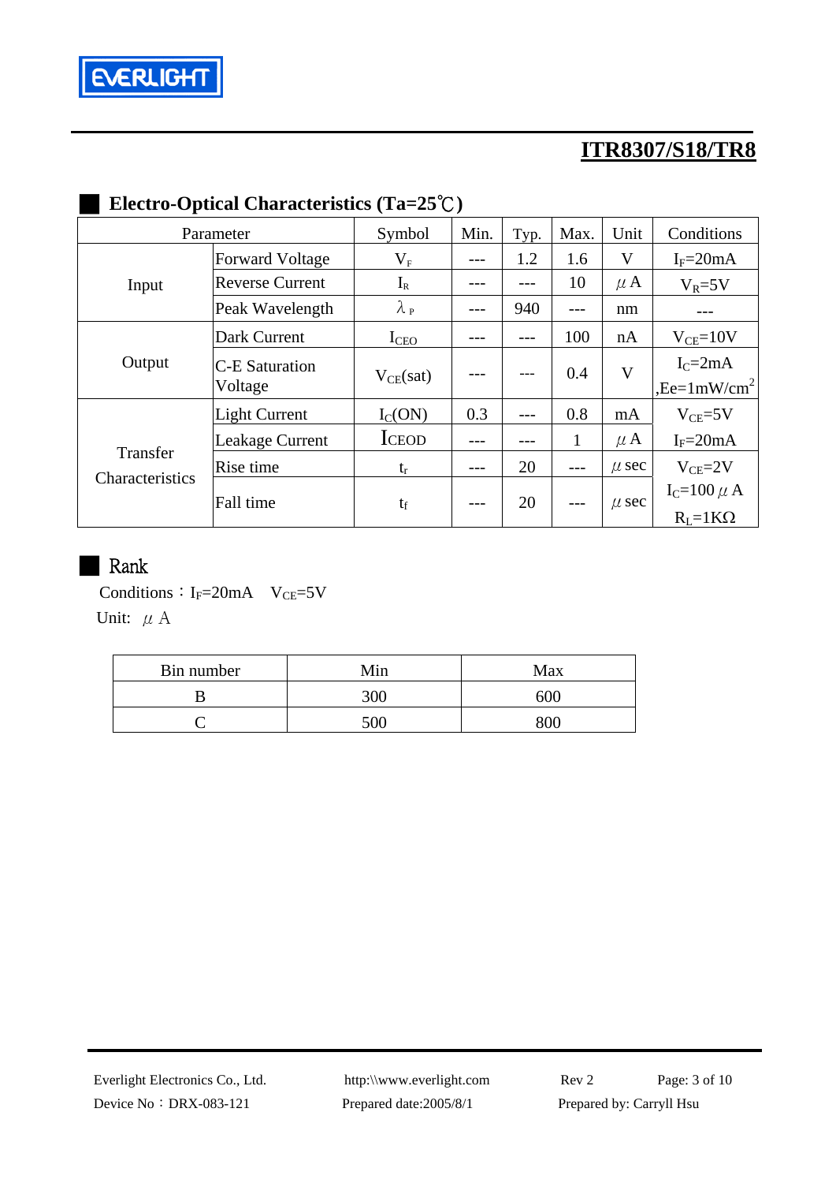## Electro-Optical Characteristics (Ta=25℃)

| Parameter | | Symbol | Min. | Typ. | Max. | Unit | Conditions |
|---|---|---|---|---|---|---|---|
| Input | Forward Voltage | $V_F$ | --- | 1.2 | 1.6 | V | $I_F$=20mA |
| | Reverse Current | $I_R$ | --- | --- | 10 | μA | $V_R$=5V |
| | Peak Wavelength | $\lambda_P$ | --- | 940 | --- | nm | --- |
| Output | Dark Current | $I_{CEO}$ | --- | --- | 100 | nA | $V_{CE}$=10V |
| | C-E Saturation Voltage | $V_{CE}$(sat) | --- | --- | 0.4 | V | $I_C$=2mA ,Ee=1mW/cm$^2$ |
| Transfer Characteristics | Light Current | $I_C$(ON) | 0.3 | --- | 0.8 | mA | $V_{CE}$=5V |
| | Leakage Current | ICEOD | --- | --- | 1 | μA | $I_F$=20mA |
| | Rise time | $t_r$ | --- | 20 | --- | μsec | $V_{CE}$=2V |
| | Fall time | $t_f$ | --- | 20 | --- | μsec | $I_C$=100μA $R_L$=1KΩ |

## Rank

Conditions：$I_F$=20mA　$V_{CE}$=5V

Unit:　μA

| Bin number | Min | Max |
|---|---|---|
| B | 300 | 600 |
| C | 500 | 800 |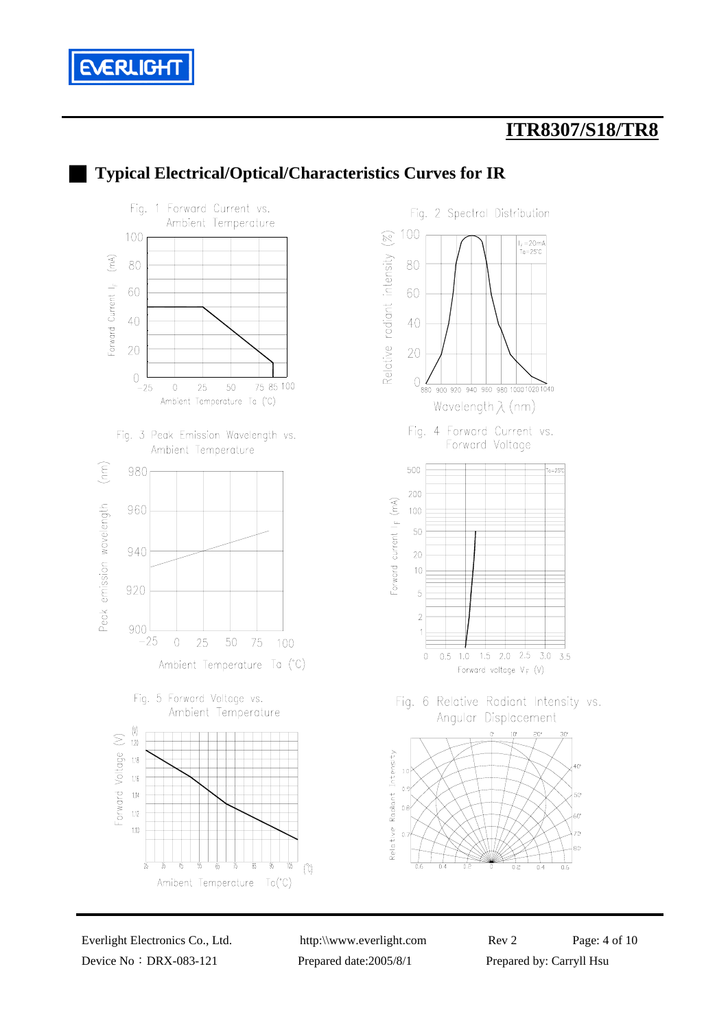## Typical Electrical/Optical/Characteristics Curves for IR

Fig. 1 Forward Current vs. Ambient Temperature

Fig. 2 Spectral Distribution

Fig. 3 Peak Emission Wavelength vs. Ambient Temperature

Fig. 4 Forward Current vs. Forward Voltage

Fig. 5 Forward Voltage vs. Ambient Temperature

Fig. 6 Relative Radiant Intensity vs. Angular Displacement

Everlight Electronics Co., Ltd. http:\\www.everlight.com Rev 2

Device No：DRX-083-121 Prepared date:2005/8/1 Prepared by: Carryll Hsu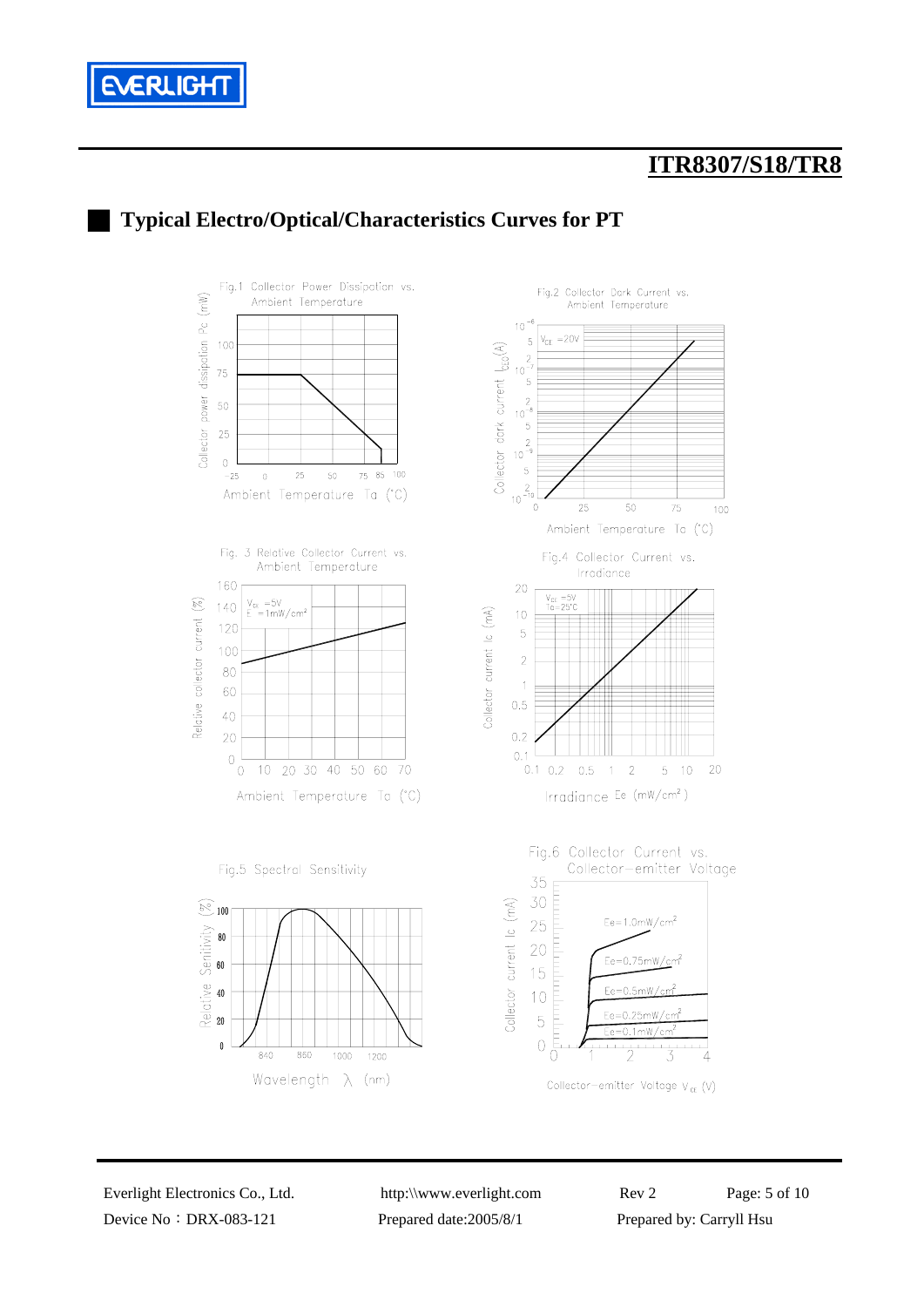## Typical Electro/Optical/Characteristics Curves for PT

Fig.1 Collector Power Dissipation vs. Ambient Temperature

Fig.2 Collector Dark Current vs. Ambient Temperature

Fig. 3 Relative Collector Current vs. Ambient Temperature

Fig.4 Collector Current vs. Irradiance

Fig.5 Spectral Sensitivity

Fig.6 Collector Current vs. Collector-emitter Voltage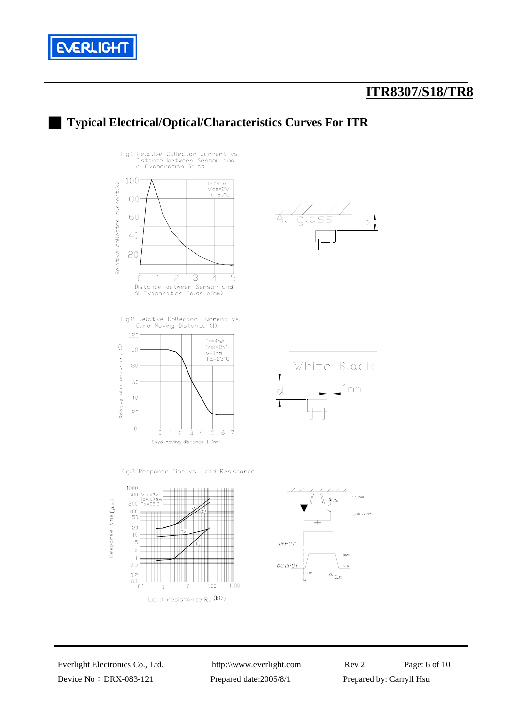## Typical Electrical/Optical/Characteristics Curves For ITR

Fig.1 Relative Collector Current vs. Distance between Sensor and Al Evaporation Galss

Fig.2 Relative Collector Current vs. Card Moving Distance (l)

Fig.3 Response Time vs. Load Resistance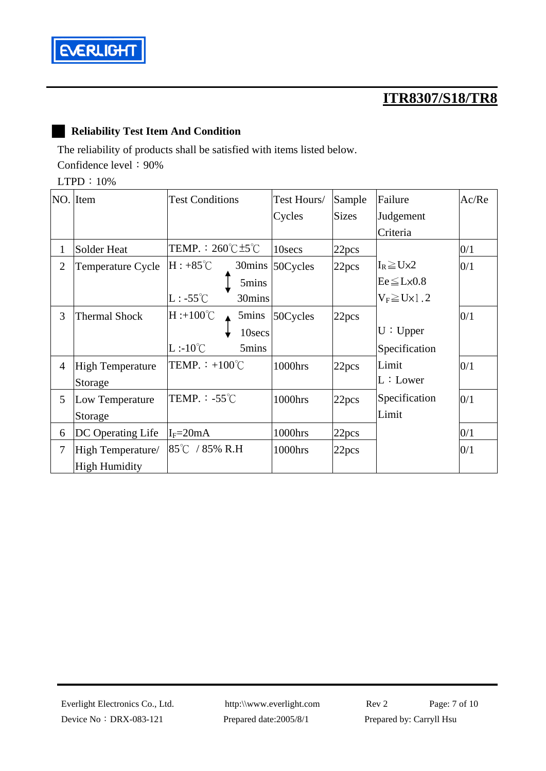## Reliability Test Item And Condition

The reliability of products shall be satisfied with items listed below.

Confidence level：90%

LTPD：10%

| NO. | Item | Test Conditions | Test Hours/ Cycles | Sample Sizes | Failure Judgement Criteria | Ac/Re |
|---|---|---|---|---|---|---|
| 1 | Solder Heat | TEMP.：260℃±5℃ | 10secs | 22pcs | $I_R \geqq U \times 2$<br>$Ee \leqq L \times 0.8$<br>$V_F \geqq U \times 1.2$<br><br>U：Upper Specification Limit<br>L：Lower Specification Limit | 0/1 |
| 2 | Temperature Cycle | H : +85℃ 30mins<br>↕ 5mins<br>L : -55℃ 30mins | 50Cycles | 22pcs | | 0/1 |
| 3 | Thermal Shock | H :+100℃ 5mins<br>↕ 10secs<br>L :-10℃ 5mins | 50Cycles | 22pcs | | 0/1 |
| 4 | High Temperature Storage | TEMP.：+100℃ | 1000hrs | 22pcs | | 0/1 |
| 5 | Low Temperature Storage | TEMP.：-55℃ | 1000hrs | 22pcs | | 0/1 |
| 6 | DC Operating Life | $I_F$=20mA | 1000hrs | 22pcs | | 0/1 |
| 7 | High Temperature/ High Humidity | 85℃ / 85% R.H | 1000hrs | 22pcs | | 0/1 |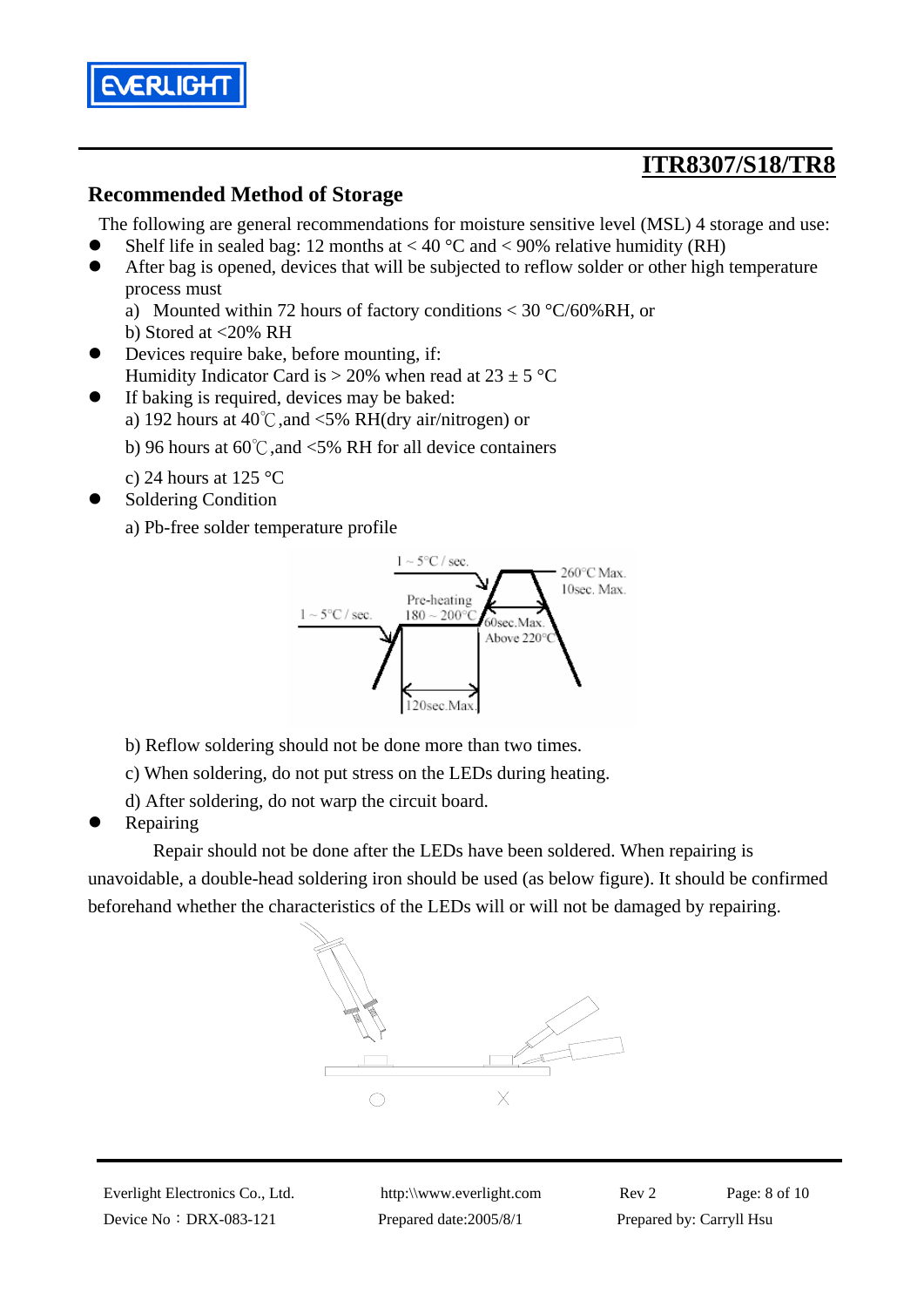## Recommended Method of Storage

The following are general recommendations for moisture sensitive level (MSL) 4 storage and use:

- Shelf life in sealed bag: 12 months at < 40 °C and < 90% relative humidity (RH)
- After bag is opened, devices that will be subjected to reflow solder or other high temperature process must
  a) Mounted within 72 hours of factory conditions < 30 °C/60%RH, or
  b) Stored at <20% RH
- Devices require bake, before mounting, if:
  Humidity Indicator Card is > 20% when read at 23 ± 5 °C
- If baking is required, devices may be baked:
  a) 192 hours at 40℃,and <5% RH(dry air/nitrogen) or
  b) 96 hours at 60℃,and <5% RH for all device containers
  c) 24 hours at 125 °C
- Soldering Condition
  a) Pb-free solder temperature profile

  1 ~ 5°C / sec. | Pre-heating 180 ~ 200°C | 120sec.Max. | 1 ~ 5°C / sec. | 60sec.Max. Above 220°C | 260°C Max. 10sec. Max.

  b) Reflow soldering should not be done more than two times.
  c) When soldering, do not put stress on the LEDs during heating.
  d) After soldering, do not warp the circuit board.
- Repairing

Repair should not be done after the LEDs have been soldered. When repairing is unavoidable, a double-head soldering iron should be used (as below figure). It should be confirmed beforehand whether the characteristics of the LEDs will or will not be damaged by repairing.

○ X

Everlight Electronics Co., Ltd. http:\\www.everlight.com Rev 2

Device No：DRX-083-121 Prepared date:2005/8/1 Prepared by: Carryll Hsu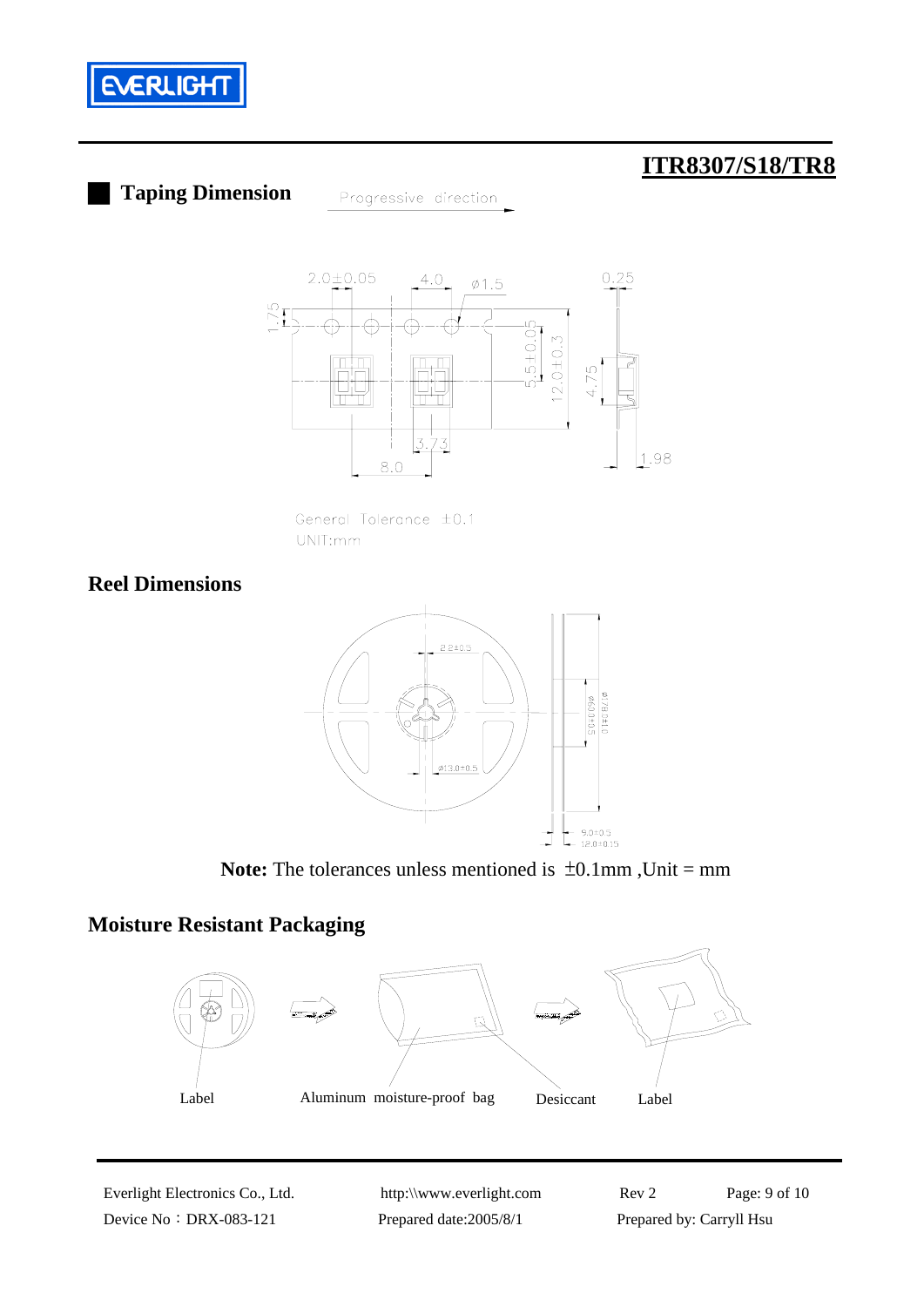ITR8307/S18/TR8

## Taping Dimension

Progressive direction

2.0±0.05　4.0　ø1.5　0.25

1.75　5.5±0.05　12.0±0.3　4.75

3.73　8.0　1.98

General Tolerance ±0.1
UNIT:mm

## Reel Dimensions

2.2±0.5　ø13.0±0.5　ø60±0.5　ø178±1.0

9.0±0.5　12.0±0.15

**Note:** The tolerances unless mentioned is ±0.1mm ,Unit = mm

## Moisture Resistant Packaging

Label　Aluminum moisture-proof bag　Desiccant　Label

Everlight Electronics Co., Ltd.　http:\\www.everlight.com　Rev 2
Device No：DRX-083-121　Prepared date:2005/8/1　Prepared by: Carryll Hsu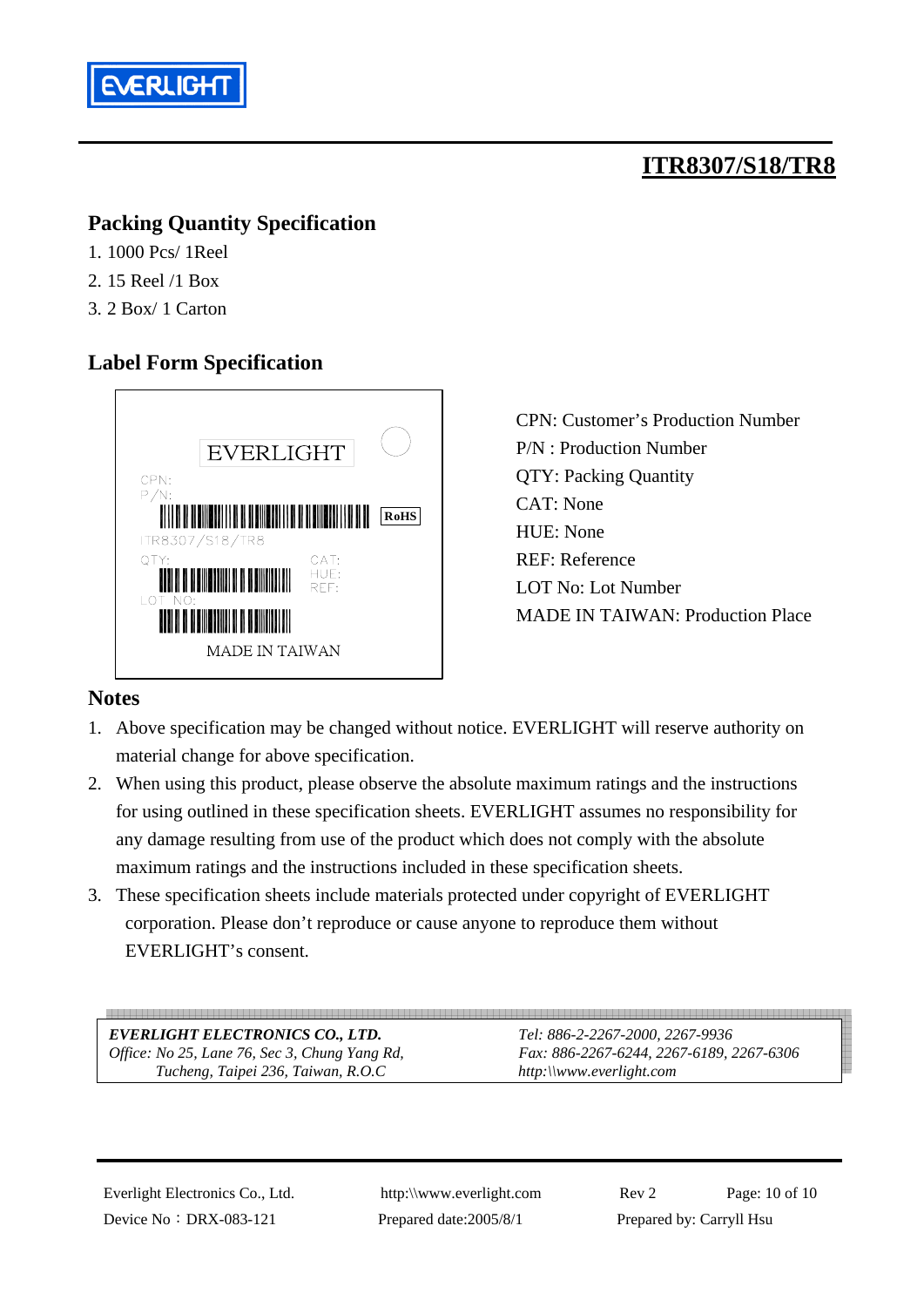# ITR8307/S18/TR8

## Packing Quantity Specification

1. 1000 Pcs/ 1Reel
2. 15 Reel /1 Box
3. 2 Box/ 1 Carton

## Label Form Specification

EVERLIGHT

CPN:

P/N:

RoHS

ITR8307/S18/TR8

QTY:

CAT:

HUE:

REF:

LOT NO:

MADE IN TAIWAN

CPN: Customer's Production Number

P/N : Production Number

QTY: Packing Quantity

CAT: None

HUE: None

REF: Reference

LOT No: Lot Number

MADE IN TAIWAN: Production Place

## Notes

1. Above specification may be changed without notice. EVERLIGHT will reserve authority on material change for above specification.
2. When using this product, please observe the absolute maximum ratings and the instructions for using outlined in these specification sheets. EVERLIGHT assumes no responsibility for any damage resulting from use of the product which does not comply with the absolute maximum ratings and the instructions included in these specification sheets.
3. These specification sheets include materials protected under copyright of EVERLIGHT corporation. Please don't reproduce or cause anyone to reproduce them without EVERLIGHT's consent.

***EVERLIGHT ELECTRONICS CO., LTD.***
*Office: No 25, Lane 76, Sec 3, Chung Yang Rd, Tucheng, Taipei 236, Taiwan, R.O.C*

*Tel: 886-2-2267-2000, 2267-9936*
*Fax: 886-2267-6244, 2267-6189, 2267-6306*
*http:\\www.everlight.com*

Everlight Electronics Co., Ltd. http:\\www.everlight.com Rev 2

Device No：DRX-083-121 Prepared date:2005/8/1 Prepared by: Carryll Hsu